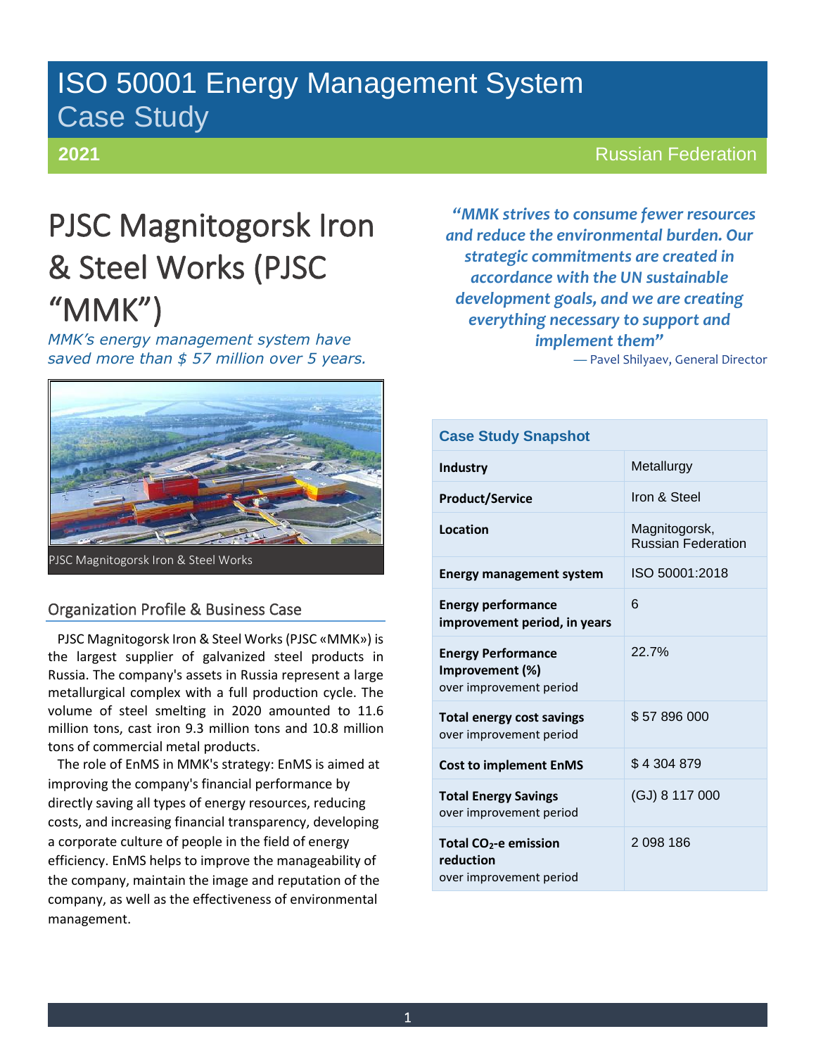# ISO 50001 Energy Management System
## Case Study

**2021** Russian Federation

# PJSC Magnitogorsk Iron & Steel Works (PJSC "MMK")

*MMK's energy management system have saved more than $ 57 million over 5 years.*

PJSC Magnitogorsk Iron & Steel Works

*"MMK strives to consume fewer resources and reduce the environmental burden. Our strategic commitments are created in accordance with the UN sustainable development goals, and we are creating everything necessary to support and implement them"*

— Pavel Shilyaev, General Director

| Case Study Snapshot | |
|---|---|
| **Industry** | Metallurgy |
| **Product/Service** | Iron & Steel |
| **Location** | Magnitogorsk, Russian Federation |
| **Energy management system** | ISO 50001:2018 |
| **Energy performance improvement period, in years** | 6 |
| **Energy Performance Improvement (%)** over improvement period | 22.7% |
| **Total energy cost savings** over improvement period | $ 57 896 000 |
| **Cost to implement EnMS** | $ 4 304 879 |
| **Total Energy Savings** over improvement period | (GJ) 8 117 000 |
| **Total $CO_2$-e emission reduction** over improvement period | 2 098 186 |

## Organization Profile & Business Case

PJSC Magnitogorsk Iron & Steel Works (PJSC «MMK») is the largest supplier of galvanized steel products in Russia. The company's assets in Russia represent a large metallurgical complex with a full production cycle. The volume of steel smelting in 2020 amounted to 11.6 million tons, cast iron 9.3 million tons and 10.8 million tons of commercial metal products.

The role of EnMS in MMK's strategy: EnMS is aimed at improving the company's financial performance by directly saving all types of energy resources, reducing costs, and increasing financial transparency, developing a corporate culture of people in the field of energy efficiency. EnMS helps to improve the manageability of the company, maintain the image and reputation of the company, as well as the effectiveness of environmental management.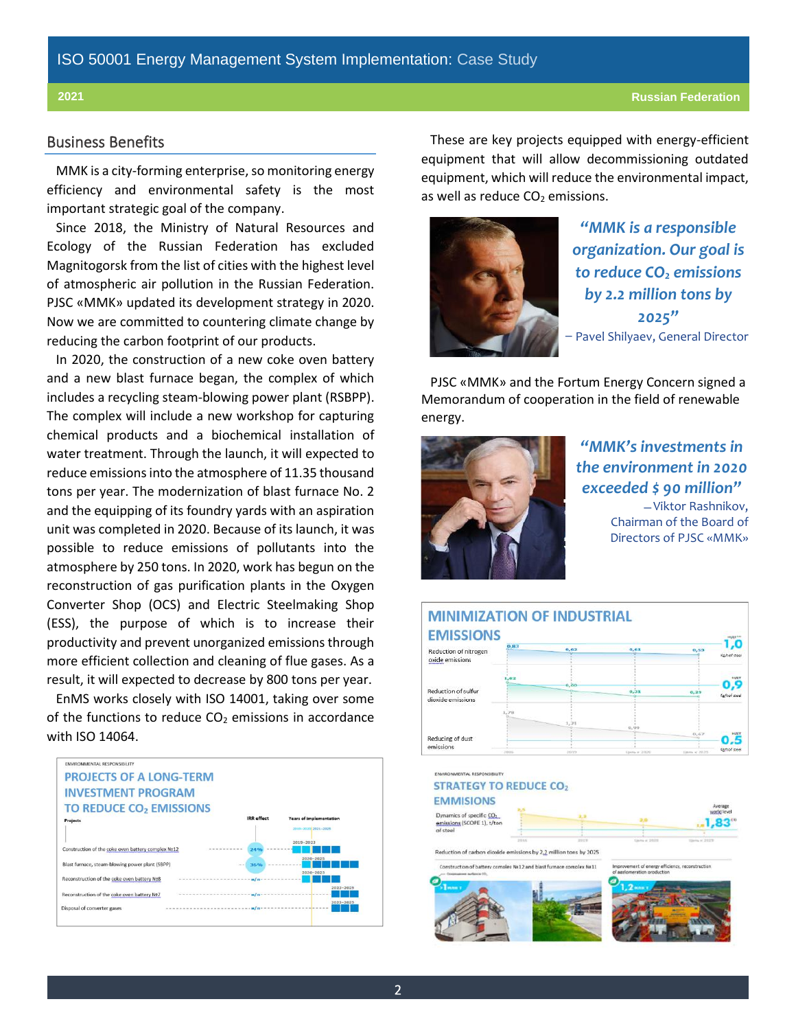## Business Benefits

MMK is a city-forming enterprise, so monitoring energy efficiency and environmental safety is the most important strategic goal of the company.

Since 2018, the Ministry of Natural Resources and Ecology of the Russian Federation has excluded Magnitogorsk from the list of cities with the highest level of atmospheric air pollution in the Russian Federation. PJSC «MMK» updated its development strategy in 2020. Now we are committed to countering climate change by reducing the carbon footprint of our products.

In 2020, the construction of a new coke oven battery and a new blast furnace began, the complex of which includes a recycling steam-blowing power plant (RSBPP). The complex will include a new workshop for capturing chemical products and a biochemical installation of water treatment. Through the launch, it will expected to reduce emissions into the atmosphere of 11.35 thousand tons per year. The modernization of blast furnace No. 2 and the equipping of its foundry yards with an aspiration unit was completed in 2020. Because of its launch, it was possible to reduce emissions of pollutants into the atmosphere by 250 tons. In 2020, work has begun on the reconstruction of gas purification plants in the Oxygen Converter Shop (OCS) and Electric Steelmaking Shop (ESS), the purpose of which is to increase their productivity and prevent unorganized emissions through more efficient collection and cleaning of flue gases. As a result, it will expected to decrease by 800 tons per year.

EnMS works closely with ISO 14001, taking over some of the functions to reduce $CO_2$ emissions in accordance with ISO 14064.

ENVIRONMENTAL RESPONSIBILITY

**PROJECTS OF A LONG-TERM INVESTMENT PROGRAM TO REDUCE $CO_2$ EMISSIONS**

| Projects | IRR effect | Years of implementation |
|---|---|---|
| Construction of the coke oven battery complex №12 | 24% | 2019–2022 |
| Blast furnace, steam-blowing power plant (SBPP) | 36% | 2020–2025 |
| Reconstruction of the coke oven battery №8 | n/a | 2020–2023 |
| Reconstruction of the coke oven battery №7 | n/a | 2023–2025 |
| Disposal of converter gases | n/a | 2023–2025 |

These are key projects equipped with energy-efficient equipment that will allow decommissioning outdated equipment, which will reduce the environmental impact, as well as reduce $CO_2$ emissions.

> ***"MMK is a responsible organization. Our goal is to reduce $CO_2$ emissions by 2.2 million tons by 2025"***
>
> – Pavel Shilyaev, General Director

PJSC «MMK» and the Fortum Energy Concern signed a Memorandum of cooperation in the field of renewable energy.

> ***"MMK's investments in the environment in 2020 exceeded $ 90 million"***
>
> – Viktor Rashnikov, Chairman of the Board of Directors of PJSC «MMK»

**MINIMIZATION OF INDUSTRIAL EMISSIONS**

| | 2016 | 2019 | 2020 | 2025 | |
|---|---|---|---|---|---|
| Reduction of nitrogen oxide emissions (kg/t of steel) | 0,83 | 0,62 | 0,61 | 0,53 | 1,0 |
| Reduction of sulfur dioxide emissions (kg/t of steel) | 1,02 | 0,60 | 0,31 | 0,25 | 0,9 |
| Reducing of dust emissions (kg/t of steel) | 1,79 | 1,21 | 0,99 | 0,67 | 0,5 |

ENVIRONMENTAL RESPONSIBILITY

**STRATEGY TO REDUCE $CO_2$ EMMISIONS**

Dynamics of specific $CO_2$ emissions (SCOPE 1), t/ton of steel — Average world level 1,83

Reduction of carbon dioxide emissions by 2,2 million tons by 2025

Construction of battery complex №12 and blast furnace complex №11 — >1 mln t

Improvement of energy efficiency, reconstruction of agglomeration production — 1,2 mln t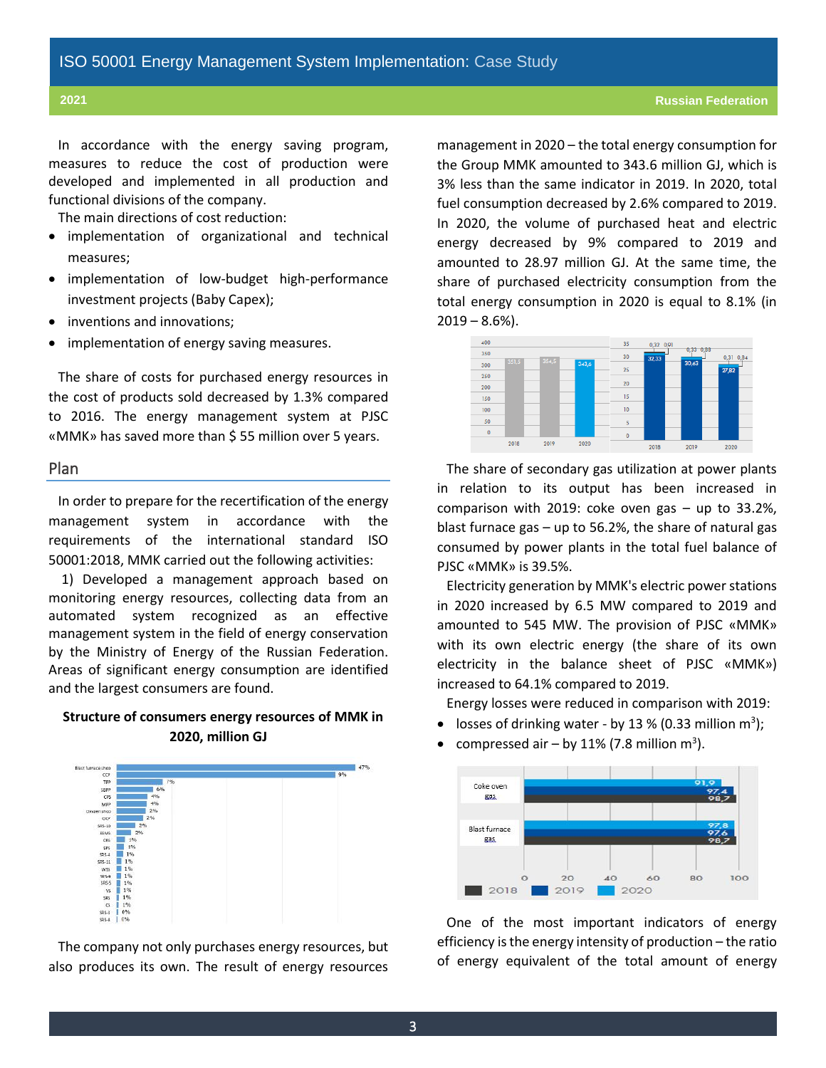In accordance with the energy saving program, measures to reduce the cost of production were developed and implemented in all production and functional divisions of the company.

The main directions of cost reduction:

- implementation of organizational and technical measures;
- implementation of low-budget high-performance investment projects (Baby Capex);
- inventions and innovations;
- implementation of energy saving measures.

The share of costs for purchased energy resources in the cost of products sold decreased by 1.3% compared to 2016. The energy management system at PJSC «MMK» has saved more than $ 55 million over 5 years.

## Plan

In order to prepare for the recertification of the energy management system in accordance with the requirements of the international standard ISO 50001:2018, MMK carried out the following activities:

1) Developed a management approach based on monitoring energy resources, collecting data from an automated system recognized as an effective management system in the field of energy conservation by the Ministry of Energy of the Russian Federation. Areas of significant energy consumption are identified and the largest consumers are found.

**Structure of consumers energy resources of MMK in 2020, million GJ**

The company not only purchases energy resources, but also produces its own. The result of energy resources management in 2020 – the total energy consumption for the Group MMK amounted to 343.6 million GJ, which is 3% less than the same indicator in 2019. In 2020, total fuel consumption decreased by 2.6% compared to 2019. In 2020, the volume of purchased heat and electric energy decreased by 9% compared to 2019 and amounted to 28.97 million GJ. At the same time, the share of purchased electricity consumption from the total energy consumption in 2020 is equal to 8.1% (in 2019 – 8.6%).

The share of secondary gas utilization at power plants in relation to its output has been increased in comparison with 2019: coke oven gas – up to 33.2%, blast furnace gas – up to 56.2%, the share of natural gas consumed by power plants in the total fuel balance of PJSC «MMK» is 39.5%.

Electricity generation by MMK's electric power stations in 2020 increased by 6.5 MW compared to 2019 and amounted to 545 MW. The provision of PJSC «MMK» with its own electric energy (the share of its own electricity in the balance sheet of PJSC «MMK») increased to 64.1% compared to 2019.

Energy losses were reduced in comparison with 2019:

- losses of drinking water - by 13 % (0.33 million $m^3$);
- compressed air – by 11% (7.8 million $m^3$).

One of the most important indicators of energy efficiency is the energy intensity of production – the ratio of energy equivalent of the total amount of energy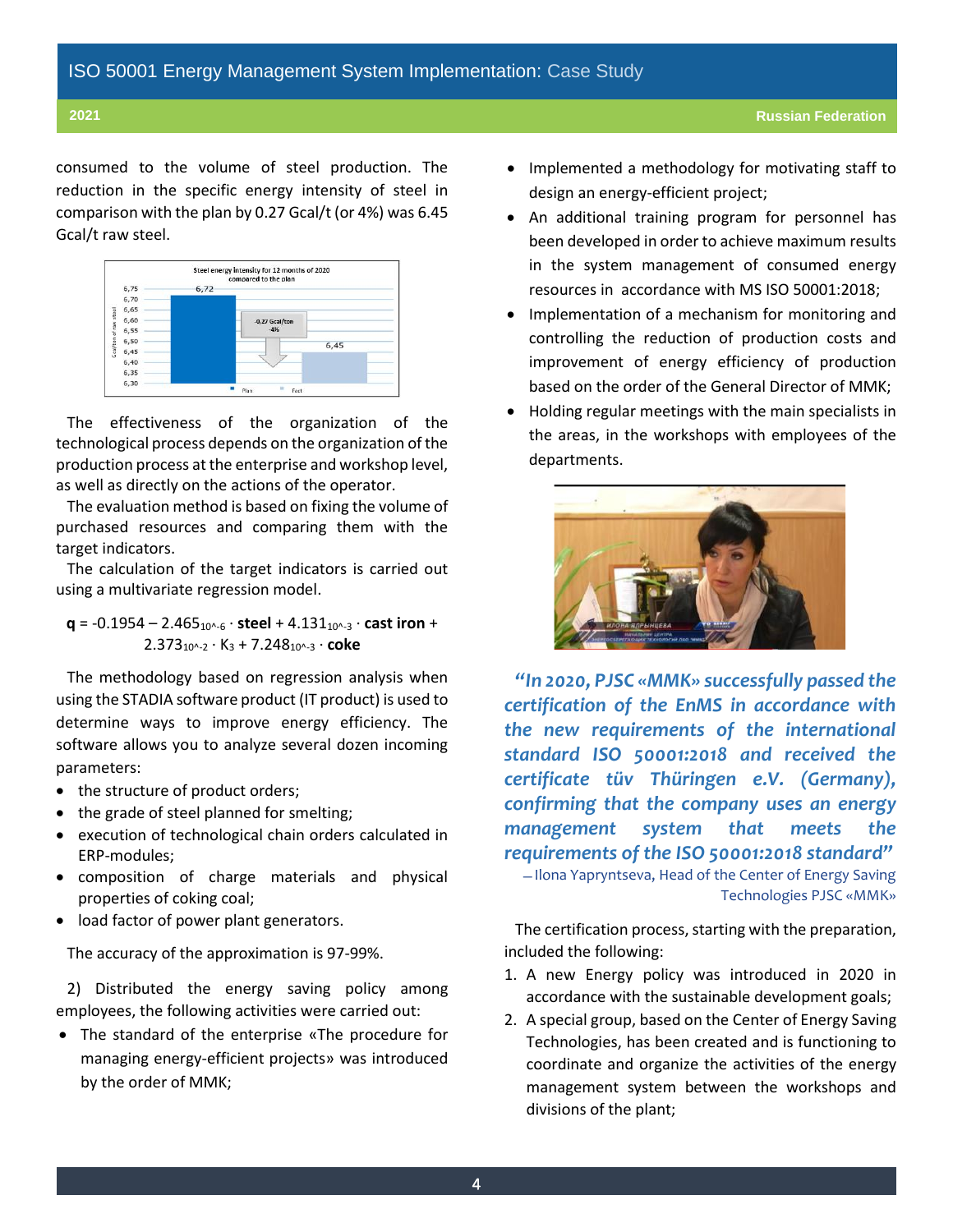consumed to the volume of steel production. The reduction in the specific energy intensity of steel in comparison with the plan by 0.27 Gcal/t (or 4%) was 6.45 Gcal/t raw steel.

The effectiveness of the organization of the technological process depends on the organization of the production process at the enterprise and workshop level, as well as directly on the actions of the operator.

The evaluation method is based on fixing the volume of purchased resources and comparing them with the target indicators.

The calculation of the target indicators is carried out using a multivariate regression model.

$$\mathbf{q} = -0.1954 - 2.465_{10^{-6}} \cdot \mathbf{steel} + 4.131_{10^{-3}} \cdot \mathbf{cast\ iron} + 2.373_{10^{-2}} \cdot K_3 + 7.248_{10^{-3}} \cdot \mathbf{coke}$$

The methodology based on regression analysis when using the STADIA software product (IT product) is used to determine ways to improve energy efficiency. The software allows you to analyze several dozen incoming parameters:

- the structure of product orders;
- the grade of steel planned for smelting;
- execution of technological chain orders calculated in ERP-modules;
- composition of charge materials and physical properties of coking coal;
- load factor of power plant generators.

The accuracy of the approximation is 97-99%.

2) Distributed the energy saving policy among employees, the following activities were carried out:

- The standard of the enterprise «The procedure for managing energy-efficient projects» was introduced by the order of MMK;
- Implemented a methodology for motivating staff to design an energy-efficient project;
- An additional training program for personnel has been developed in order to achieve maximum results in the system management of consumed energy resources in accordance with MS ISO 50001:2018;
- Implementation of a mechanism for monitoring and controlling the reduction of production costs and improvement of energy efficiency of production based on the order of the General Director of MMK;
- Holding regular meetings with the main specialists in the areas, in the workshops with employees of the departments.

***"In 2020, PJSC «MMK» successfully passed the certification of the EnMS in accordance with the new requirements of the international standard ISO 50001:2018 and received the certificate tüv Thüringen e.V. (Germany), confirming that the company uses an energy management system that meets the requirements of the ISO 50001:2018 standard"***

– Ilona Yapryntseva, Head of the Center of Energy Saving Technologies PJSC «MMK»

The certification process, starting with the preparation, included the following:

1. A new Energy policy was introduced in 2020 in accordance with the sustainable development goals;
2. A special group, based on the Center of Energy Saving Technologies, has been created and is functioning to coordinate and organize the activities of the energy management system between the workshops and divisions of the plant;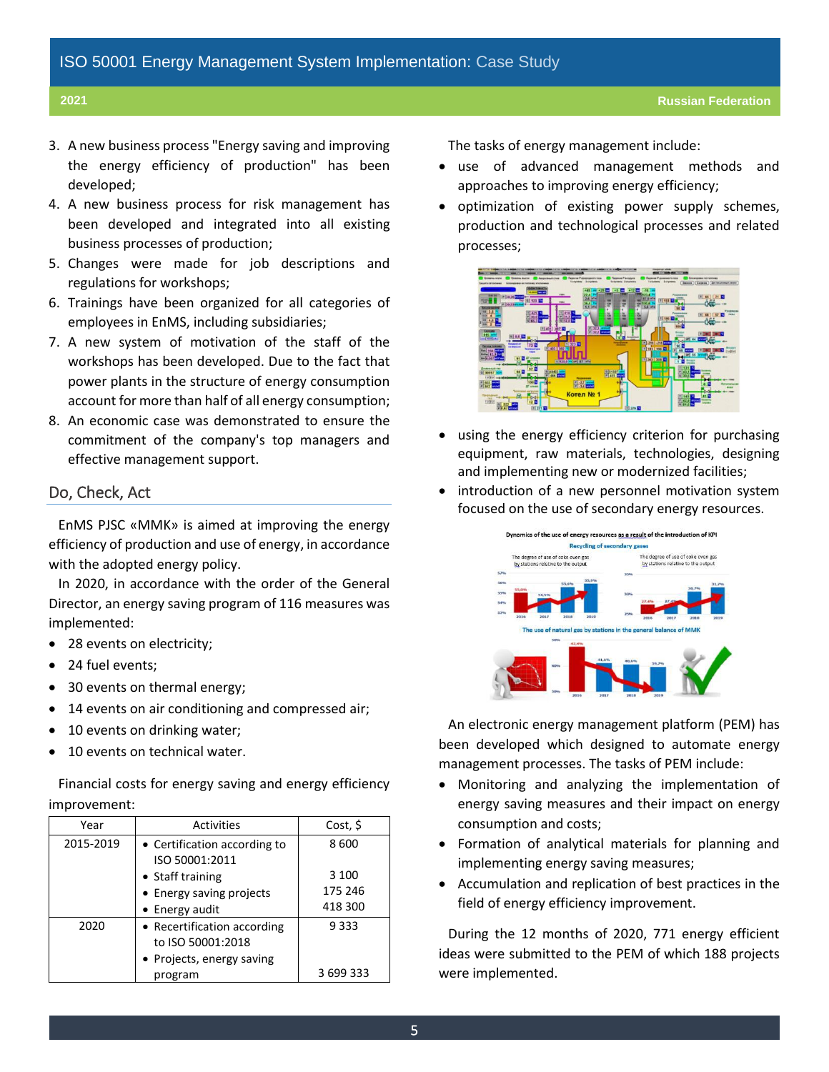3. A new business process "Energy saving and improving the energy efficiency of production" has been developed;
4. A new business process for risk management has been developed and integrated into all existing business processes of production;
5. Changes were made for job descriptions and regulations for workshops;
6. Trainings have been organized for all categories of employees in EnMS, including subsidiaries;
7. A new system of motivation of the staff of the workshops has been developed. Due to the fact that power plants in the structure of energy consumption account for more than half of all energy consumption;
8. An economic case was demonstrated to ensure the commitment of the company's top managers and effective management support.

## Do, Check, Act

EnMS PJSC «MMK» is aimed at improving the energy efficiency of production and use of energy, in accordance with the adopted energy policy.

In 2020, in accordance with the order of the General Director, an energy saving program of 116 measures was implemented:

- 28 events on electricity;
- 24 fuel events;
- 30 events on thermal energy;
- 14 events on air conditioning and compressed air;
- 10 events on drinking water;
- 10 events on technical water.

Financial costs for energy saving and energy efficiency improvement:

| Year | Activities | Cost, $ |
|---|---|---|
| 2015-2019 | • Certification according to ISO 50001:2011<br>• Staff training<br>• Energy saving projects<br>• Energy audit | 8 600<br>3 100<br>175 246<br>418 300 |
| 2020 | • Recertification according to ISO 50001:2018<br>• Projects, energy saving program | 9 333<br>3 699 333 |

The tasks of energy management include:

- use of advanced management methods and approaches to improving energy efficiency;
- optimization of existing power supply schemes, production and technological processes and related processes;
- using the energy efficiency criterion for purchasing equipment, raw materials, technologies, designing and implementing new or modernized facilities;
- introduction of a new personnel motivation system focused on the use of secondary energy resources.

An electronic energy management platform (PEM) has been developed which designed to automate energy management processes. The tasks of PEM include:

- Monitoring and analyzing the implementation of energy saving measures and their impact on energy consumption and costs;
- Formation of analytical materials for planning and implementing energy saving measures;
- Accumulation and replication of best practices in the field of energy efficiency improvement.

During the 12 months of 2020, 771 energy efficient ideas were submitted to the PEM of which 188 projects were implemented.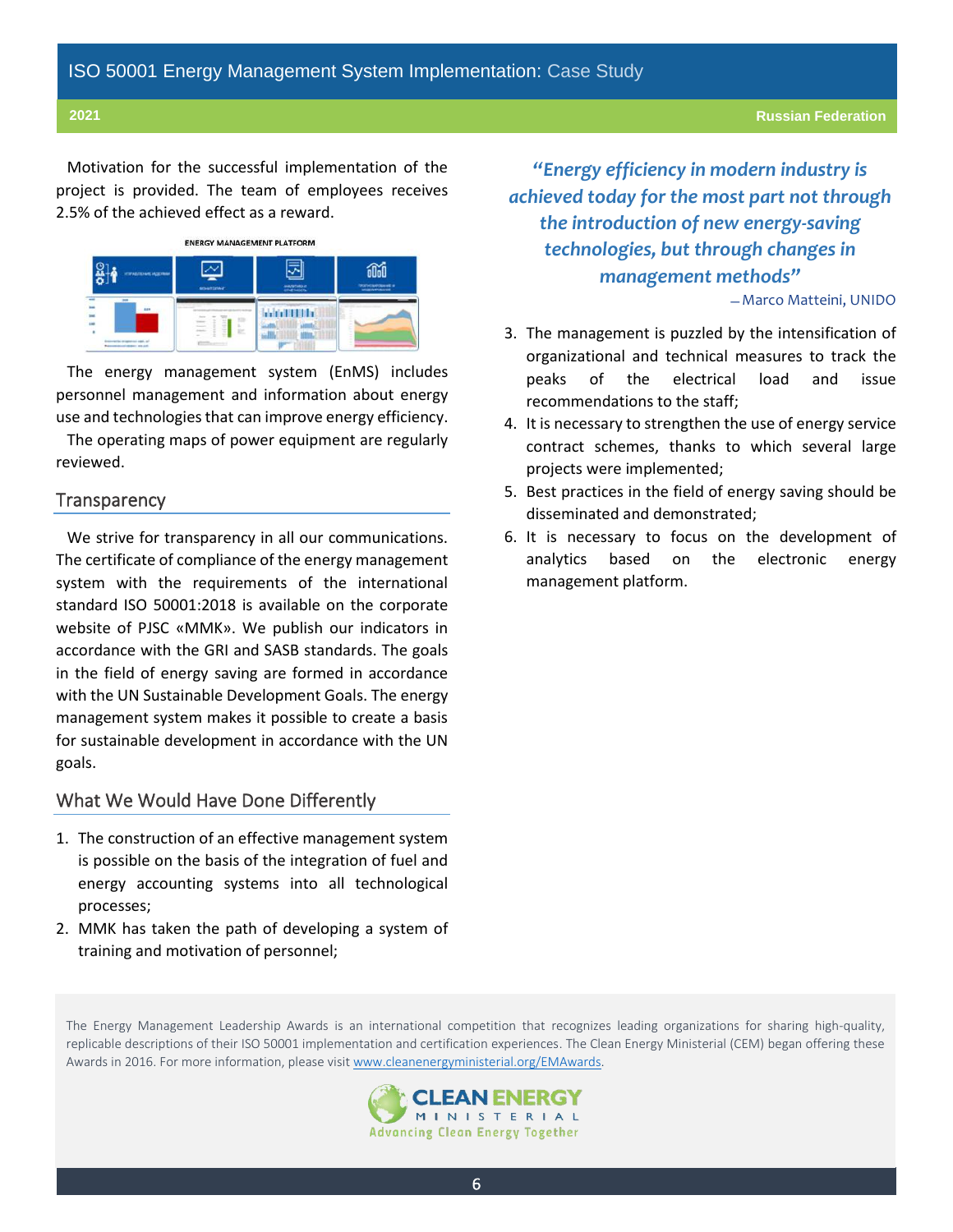Motivation for the successful implementation of the project is provided. The team of employees receives 2.5% of the achieved effect as a reward.

ENERGY MANAGEMENT PLATFORM

The energy management system (EnMS) includes personnel management and information about energy use and technologies that can improve energy efficiency.

The operating maps of power equipment are regularly reviewed.

## Transparency

We strive for transparency in all our communications. The certificate of compliance of the energy management system with the requirements of the international standard ISO 50001:2018 is available on the corporate website of PJSC «MMK». We publish our indicators in accordance with the GRI and SASB standards. The goals in the field of energy saving are formed in accordance with the UN Sustainable Development Goals. The energy management system makes it possible to create a basis for sustainable development in accordance with the UN goals.

## What We Would Have Done Differently

1. The construction of an effective management system is possible on the basis of the integration of fuel and energy accounting systems into all technological processes;
2. MMK has taken the path of developing a system of training and motivation of personnel;
3. The management is puzzled by the intensification of organizational and technical measures to track the peaks of the electrical load and issue recommendations to the staff;
4. It is necessary to strengthen the use of energy service contract schemes, thanks to which several large projects were implemented;
5. Best practices in the field of energy saving should be disseminated and demonstrated;
6. It is necessary to focus on the development of analytics based on the electronic energy management platform.

> ***"Energy efficiency in modern industry is achieved today for the most part not through the introduction of new energy-saving technologies, but through changes in management methods"***
>
> — Marco Matteini, UNIDO

The Energy Management Leadership Awards is an international competition that recognizes leading organizations for sharing high-quality, replicable descriptions of their ISO 50001 implementation and certification experiences. The Clean Energy Ministerial (CEM) began offering these Awards in 2016. For more information, please visit www.cleanenergyministerial.org/EMAwards.

CLEAN ENERGY MINISTERIAL
Advancing Clean Energy Together